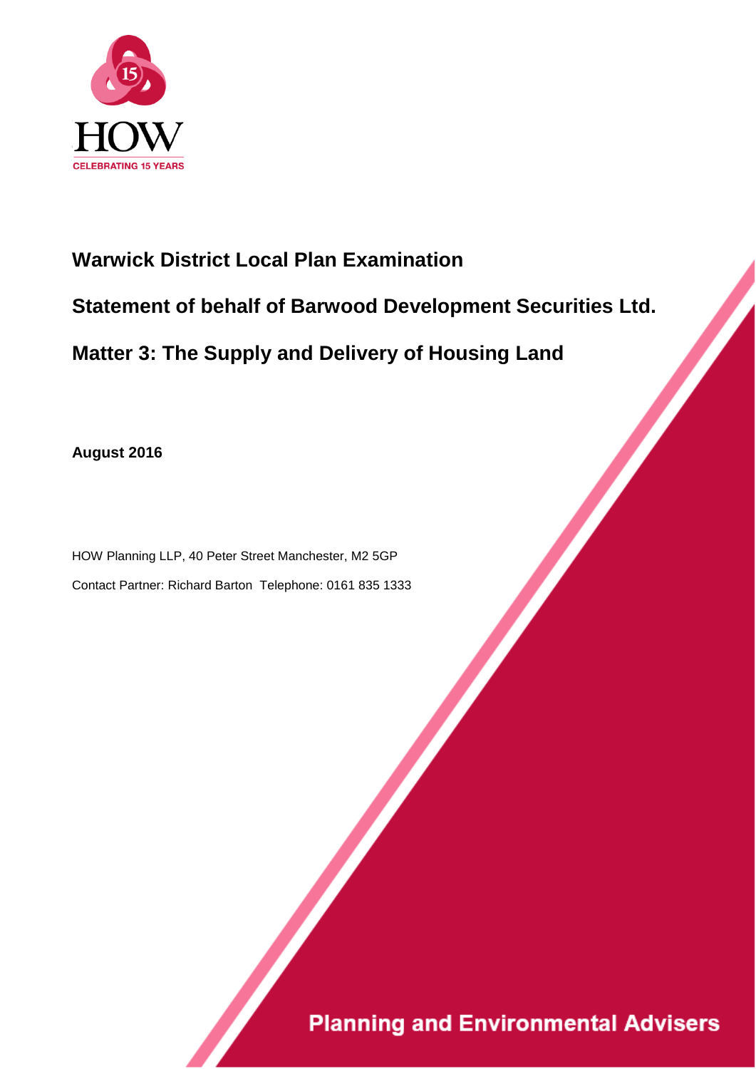HOW

CELEBRATING 15 YEARS

# Warwick District Local Plan Examination

## Statement of behalf of Barwood Development Securities Ltd.

## Matter 3: The Supply and Delivery of Housing Land

**August 2016**

HOW Planning LLP, 40 Peter Street Manchester, M2 5GP

Contact Partner: Richard Barton Telephone: 0161 835 1333

Planning and Environmental Advisers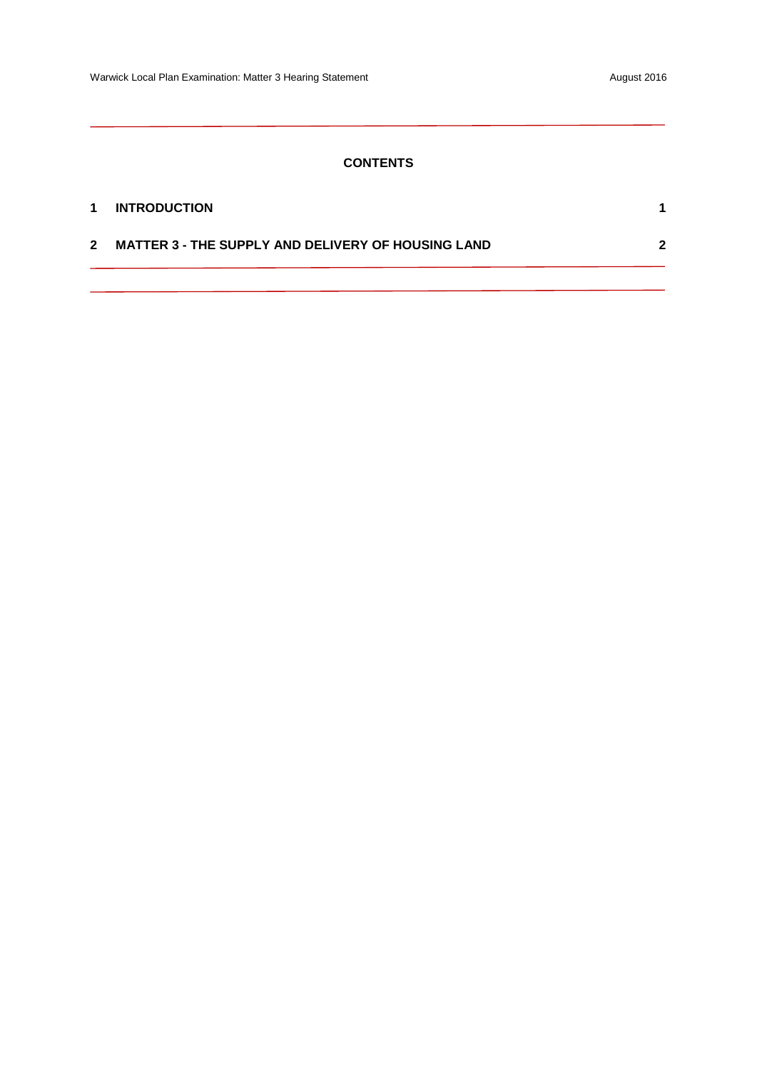**CONTENTS**

| | | |
|---|---|---|
| 1 | INTRODUCTION | 1 |
| 2 | MATTER 3 - THE SUPPLY AND DELIVERY OF HOUSING LAND | 2 |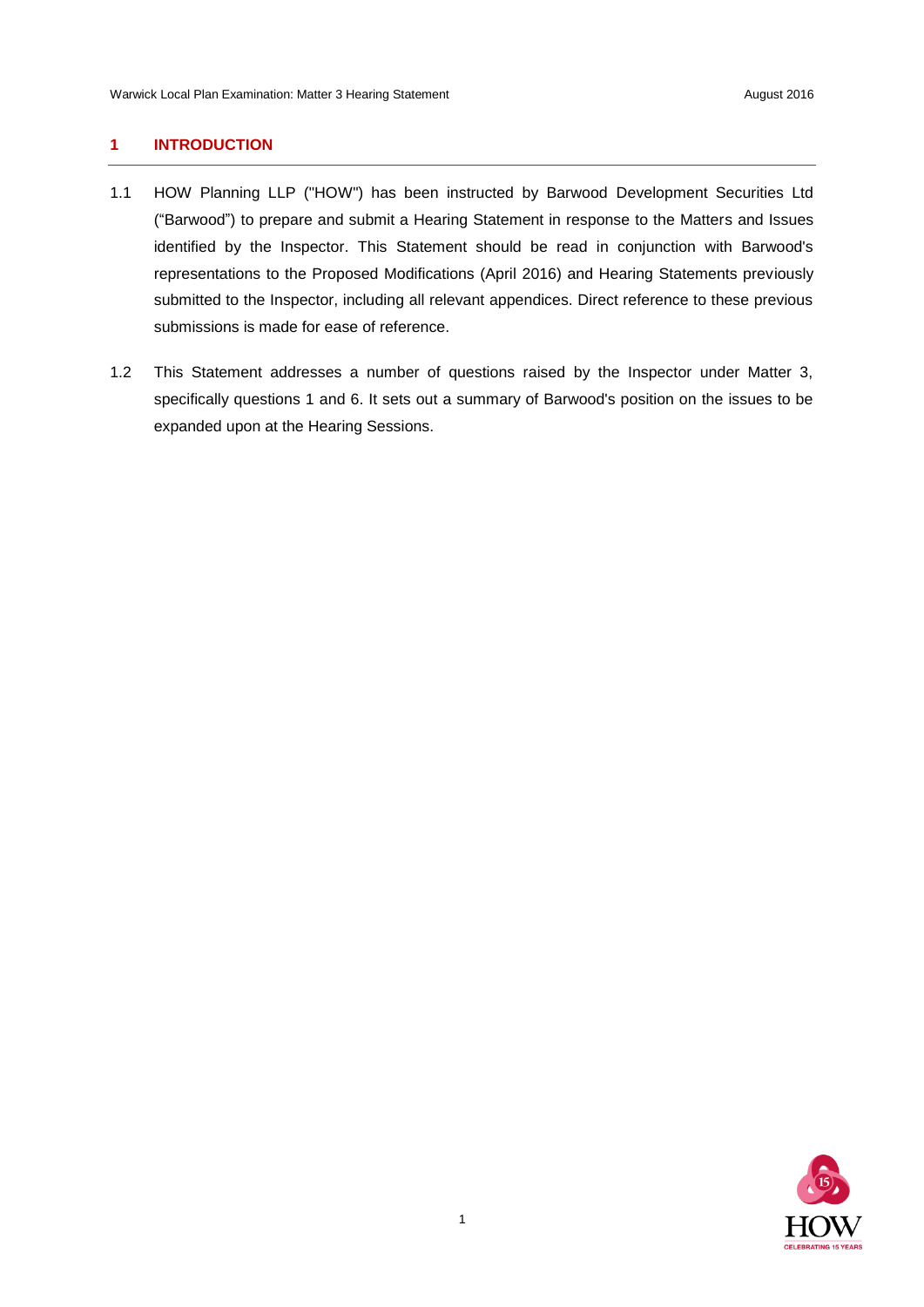## 1 INTRODUCTION

1.1 HOW Planning LLP ("HOW") has been instructed by Barwood Development Securities Ltd ("Barwood") to prepare and submit a Hearing Statement in response to the Matters and Issues identified by the Inspector. This Statement should be read in conjunction with Barwood's representations to the Proposed Modifications (April 2016) and Hearing Statements previously submitted to the Inspector, including all relevant appendices. Direct reference to these previous submissions is made for ease of reference.

1.2 This Statement addresses a number of questions raised by the Inspector under Matter 3, specifically questions 1 and 6. It sets out a summary of Barwood's position on the issues to be expanded upon at the Hearing Sessions.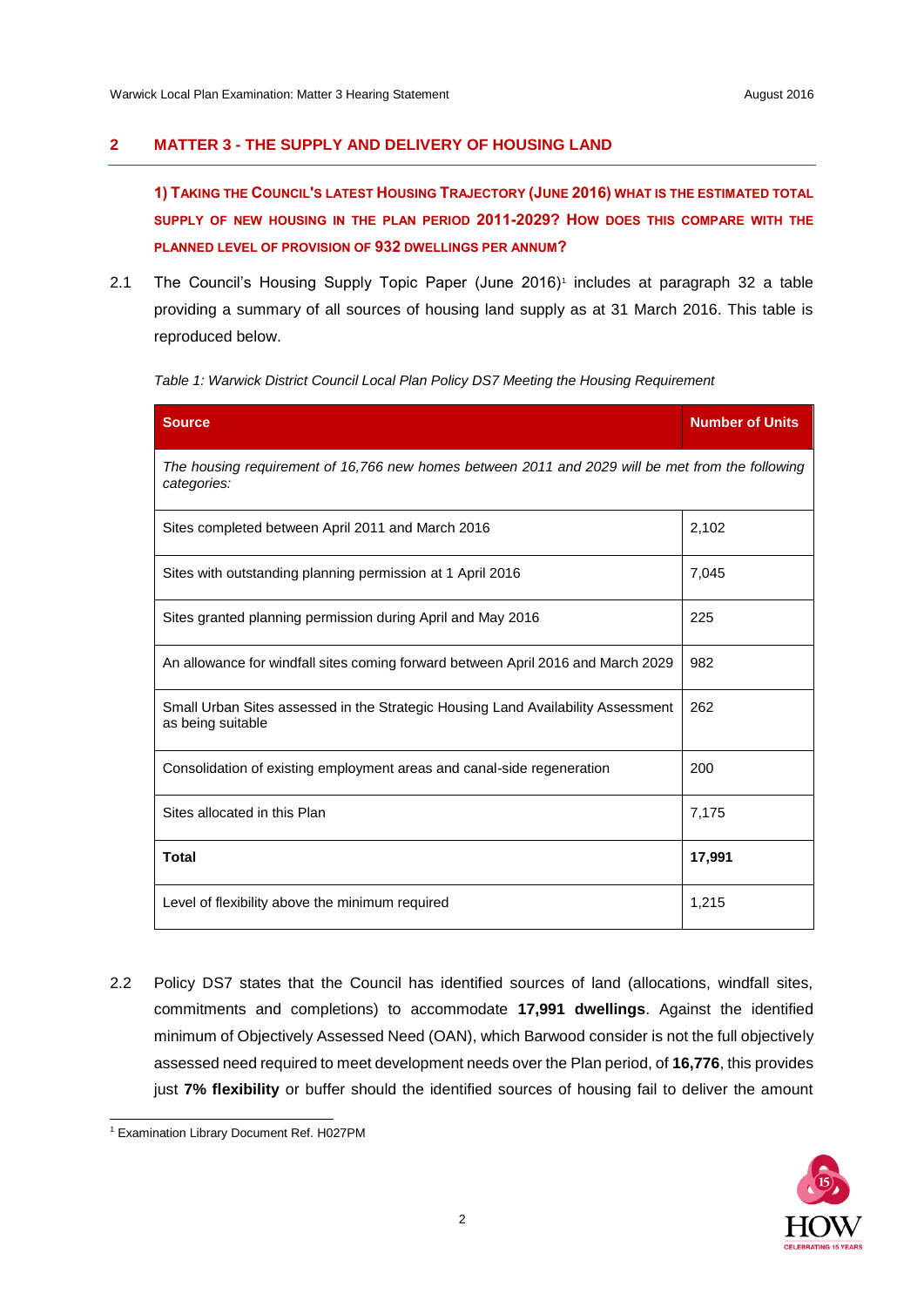## 2 MATTER 3 - THE SUPPLY AND DELIVERY OF HOUSING LAND

**1) TAKING THE COUNCIL'S LATEST HOUSING TRAJECTORY (JUNE 2016) WHAT IS THE ESTIMATED TOTAL SUPPLY OF NEW HOUSING IN THE PLAN PERIOD 2011-2029? HOW DOES THIS COMPARE WITH THE PLANNED LEVEL OF PROVISION OF 932 DWELLINGS PER ANNUM?**

2.1 The Council's Housing Supply Topic Paper (June 2016)[1] includes at paragraph 32 a table providing a summary of all sources of housing land supply as at 31 March 2016. This table is reproduced below.

*Table 1: Warwick District Council Local Plan Policy DS7 Meeting the Housing Requirement*

| Source | Number of Units |
|---|---|
| *The housing requirement of 16,766 new homes between 2011 and 2029 will be met from the following categories:* | |
| Sites completed between April 2011 and March 2016 | 2,102 |
| Sites with outstanding planning permission at 1 April 2016 | 7,045 |
| Sites granted planning permission during April and May 2016 | 225 |
| An allowance for windfall sites coming forward between April 2016 and March 2029 | 982 |
| Small Urban Sites assessed in the Strategic Housing Land Availability Assessment as being suitable | 262 |
| Consolidation of existing employment areas and canal-side regeneration | 200 |
| Sites allocated in this Plan | 7,175 |
| **Total** | **17,991** |
| Level of flexibility above the minimum required | 1,215 |

2.2 Policy DS7 states that the Council has identified sources of land (allocations, windfall sites, commitments and completions) to accommodate **17,991 dwellings**. Against the identified minimum of Objectively Assessed Need (OAN), which Barwood consider is not the full objectively assessed need required to meet development needs over the Plan period, of **16,776**, this provides just **7% flexibility** or buffer should the identified sources of housing fail to deliver the amount

[1] Examination Library Document Ref. H027PM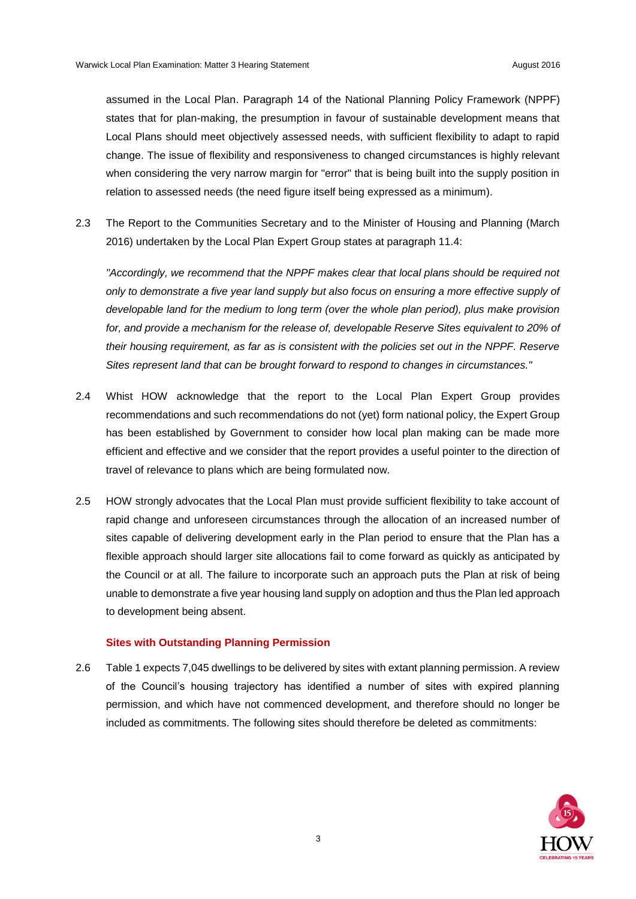assumed in the Local Plan. Paragraph 14 of the National Planning Policy Framework (NPPF) states that for plan-making, the presumption in favour of sustainable development means that Local Plans should meet objectively assessed needs, with sufficient flexibility to adapt to rapid change. The issue of flexibility and responsiveness to changed circumstances is highly relevant when considering the very narrow margin for "error" that is being built into the supply position in relation to assessed needs (the need figure itself being expressed as a minimum).

2.3 The Report to the Communities Secretary and to the Minister of Housing and Planning (March 2016) undertaken by the Local Plan Expert Group states at paragraph 11.4:

*"Accordingly, we recommend that the NPPF makes clear that local plans should be required not only to demonstrate a five year land supply but also focus on ensuring a more effective supply of developable land for the medium to long term (over the whole plan period), plus make provision for, and provide a mechanism for the release of, developable Reserve Sites equivalent to 20% of their housing requirement, as far as is consistent with the policies set out in the NPPF. Reserve Sites represent land that can be brought forward to respond to changes in circumstances."*

2.4 Whist HOW acknowledge that the report to the Local Plan Expert Group provides recommendations and such recommendations do not (yet) form national policy, the Expert Group has been established by Government to consider how local plan making can be made more efficient and effective and we consider that the report provides a useful pointer to the direction of travel of relevance to plans which are being formulated now.

2.5 HOW strongly advocates that the Local Plan must provide sufficient flexibility to take account of rapid change and unforeseen circumstances through the allocation of an increased number of sites capable of delivering development early in the Plan period to ensure that the Plan has a flexible approach should larger site allocations fail to come forward as quickly as anticipated by the Council or at all. The failure to incorporate such an approach puts the Plan at risk of being unable to demonstrate a five year housing land supply on adoption and thus the Plan led approach to development being absent.

### Sites with Outstanding Planning Permission

2.6 Table 1 expects 7,045 dwellings to be delivered by sites with extant planning permission. A review of the Council's housing trajectory has identified a number of sites with expired planning permission, and which have not commenced development, and therefore should no longer be included as commitments. The following sites should therefore be deleted as commitments: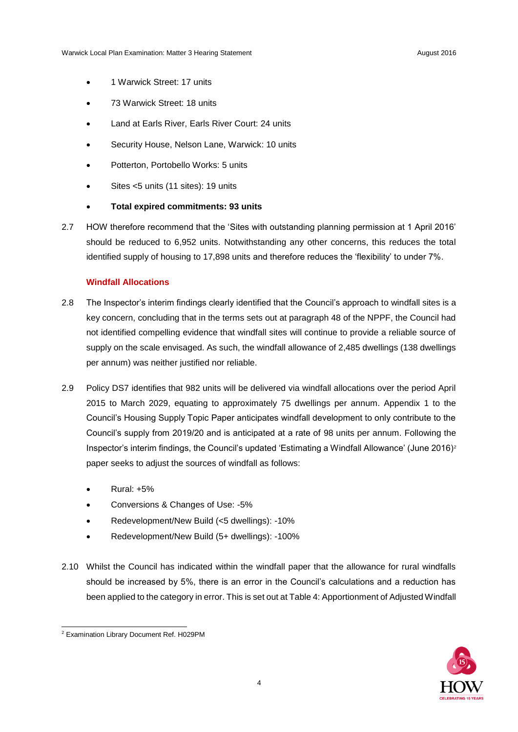- 1 Warwick Street: 17 units
- 73 Warwick Street: 18 units
- Land at Earls River, Earls River Court: 24 units
- Security House, Nelson Lane, Warwick: 10 units
- Potterton, Portobello Works: 5 units
- Sites <5 units (11 sites): 19 units
- **Total expired commitments: 93 units**

2.7 HOW therefore recommend that the 'Sites with outstanding planning permission at 1 April 2016' should be reduced to 6,952 units. Notwithstanding any other concerns, this reduces the total identified supply of housing to 17,898 units and therefore reduces the 'flexibility' to under 7%.

### Windfall Allocations

2.8 The Inspector's interim findings clearly identified that the Council's approach to windfall sites is a key concern, concluding that in the terms sets out at paragraph 48 of the NPPF, the Council had not identified compelling evidence that windfall sites will continue to provide a reliable source of supply on the scale envisaged. As such, the windfall allowance of 2,485 dwellings (138 dwellings per annum) was neither justified nor reliable.

2.9 Policy DS7 identifies that 982 units will be delivered via windfall allocations over the period April 2015 to March 2029, equating to approximately 75 dwellings per annum. Appendix 1 to the Council's Housing Supply Topic Paper anticipates windfall development to only contribute to the Council's supply from 2019/20 and is anticipated at a rate of 98 units per annum. Following the Inspector's interim findings, the Council's updated 'Estimating a Windfall Allowance' (June 2016)[2] paper seeks to adjust the sources of windfall as follows:

- Rural: +5%
- Conversions & Changes of Use: -5%
- Redevelopment/New Build (<5 dwellings): -10%
- Redevelopment/New Build (5+ dwellings): -100%

2.10 Whilst the Council has indicated within the windfall paper that the allowance for rural windfalls should be increased by 5%, there is an error in the Council's calculations and a reduction has been applied to the category in error. This is set out at Table 4: Apportionment of Adjusted Windfall

[2] Examination Library Document Ref. H029PM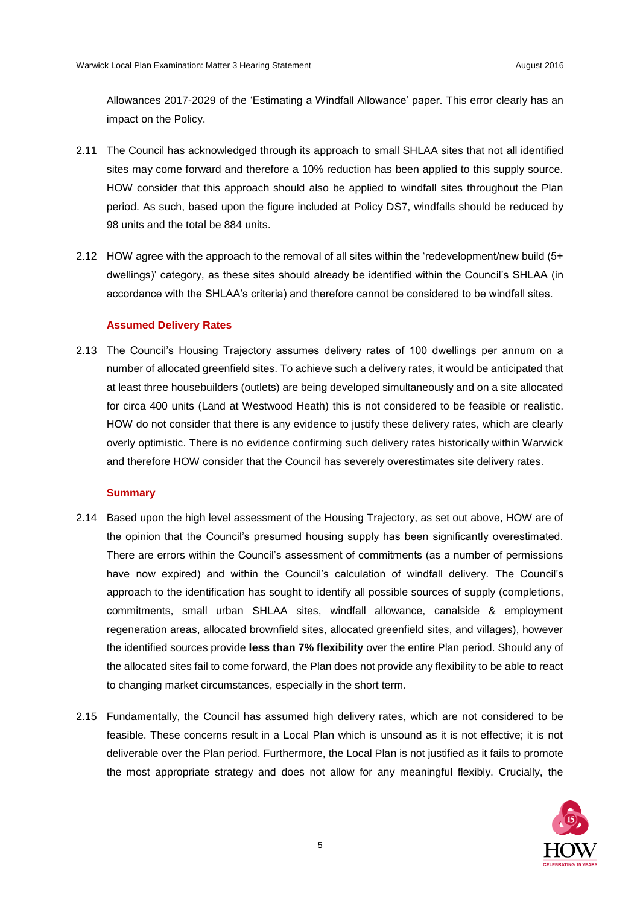Allowances 2017-2029 of the 'Estimating a Windfall Allowance' paper. This error clearly has an impact on the Policy.

2.11 The Council has acknowledged through its approach to small SHLAA sites that not all identified sites may come forward and therefore a 10% reduction has been applied to this supply source. HOW consider that this approach should also be applied to windfall sites throughout the Plan period. As such, based upon the figure included at Policy DS7, windfalls should be reduced by 98 units and the total be 884 units.

2.12 HOW agree with the approach to the removal of all sites within the 'redevelopment/new build (5+ dwellings)' category, as these sites should already be identified within the Council's SHLAA (in accordance with the SHLAA's criteria) and therefore cannot be considered to be windfall sites.

### Assumed Delivery Rates

2.13 The Council's Housing Trajectory assumes delivery rates of 100 dwellings per annum on a number of allocated greenfield sites. To achieve such a delivery rates, it would be anticipated that at least three housebuilders (outlets) are being developed simultaneously and on a site allocated for circa 400 units (Land at Westwood Heath) this is not considered to be feasible or realistic. HOW do not consider that there is any evidence to justify these delivery rates, which are clearly overly optimistic. There is no evidence confirming such delivery rates historically within Warwick and therefore HOW consider that the Council has severely overestimates site delivery rates.

### Summary

2.14 Based upon the high level assessment of the Housing Trajectory, as set out above, HOW are of the opinion that the Council's presumed housing supply has been significantly overestimated. There are errors within the Council's assessment of commitments (as a number of permissions have now expired) and within the Council's calculation of windfall delivery. The Council's approach to the identification has sought to identify all possible sources of supply (completions, commitments, small urban SHLAA sites, windfall allowance, canalside & employment regeneration areas, allocated brownfield sites, allocated greenfield sites, and villages), however the identified sources provide **less than 7% flexibility** over the entire Plan period. Should any of the allocated sites fail to come forward, the Plan does not provide any flexibility to be able to react to changing market circumstances, especially in the short term.

2.15 Fundamentally, the Council has assumed high delivery rates, which are not considered to be feasible. These concerns result in a Local Plan which is unsound as it is not effective; it is not deliverable over the Plan period. Furthermore, the Local Plan is not justified as it fails to promote the most appropriate strategy and does not allow for any meaningful flexibly. Crucially, the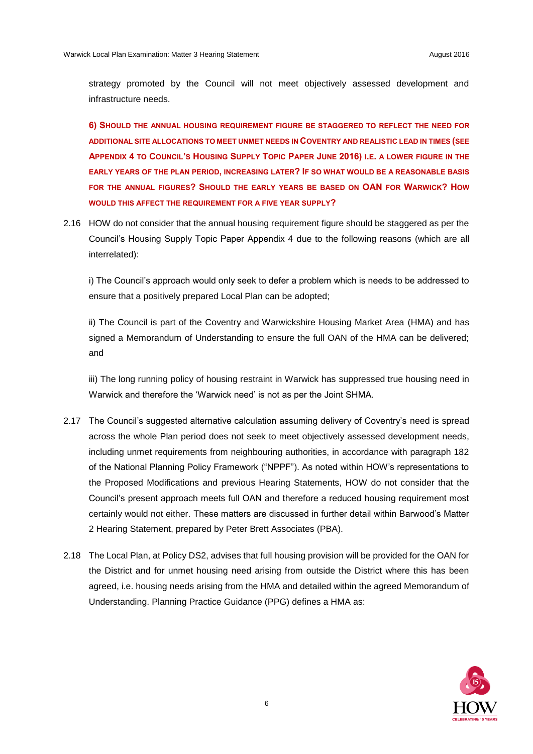strategy promoted by the Council will not meet objectively assessed development and infrastructure needs.

**6) Should the annual housing requirement figure be staggered to reflect the need for additional site allocations to meet unmet needs in Coventry and realistic lead in times (see Appendix 4 to Council's Housing Supply Topic Paper June 2016) i.e. a lower figure in the early years of the plan period, increasing later? If so what would be a reasonable basis for the annual figures? Should the early years be based on OAN for Warwick? How would this affect the requirement for a five year supply?**

2.16 HOW do not consider that the annual housing requirement figure should be staggered as per the Council's Housing Supply Topic Paper Appendix 4 due to the following reasons (which are all interrelated):

i) The Council's approach would only seek to defer a problem which is needs to be addressed to ensure that a positively prepared Local Plan can be adopted;

ii) The Council is part of the Coventry and Warwickshire Housing Market Area (HMA) and has signed a Memorandum of Understanding to ensure the full OAN of the HMA can be delivered; and

iii) The long running policy of housing restraint in Warwick has suppressed true housing need in Warwick and therefore the 'Warwick need' is not as per the Joint SHMA.

2.17 The Council's suggested alternative calculation assuming delivery of Coventry's need is spread across the whole Plan period does not seek to meet objectively assessed development needs, including unmet requirements from neighbouring authorities, in accordance with paragraph 182 of the National Planning Policy Framework ("NPPF"). As noted within HOW's representations to the Proposed Modifications and previous Hearing Statements, HOW do not consider that the Council's present approach meets full OAN and therefore a reduced housing requirement most certainly would not either. These matters are discussed in further detail within Barwood's Matter 2 Hearing Statement, prepared by Peter Brett Associates (PBA).

2.18 The Local Plan, at Policy DS2, advises that full housing provision will be provided for the OAN for the District and for unmet housing need arising from outside the District where this has been agreed, i.e. housing needs arising from the HMA and detailed within the agreed Memorandum of Understanding. Planning Practice Guidance (PPG) defines a HMA as: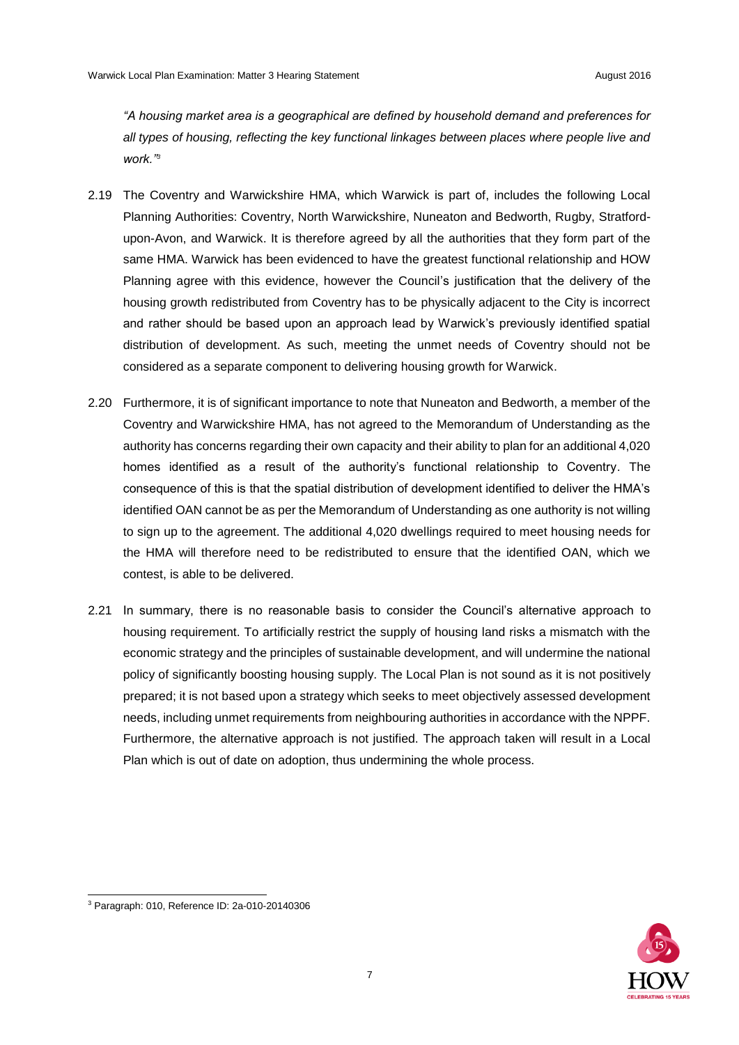*"A housing market area is a geographical are defined by household demand and preferences for all types of housing, reflecting the key functional linkages between places where people live and work."*[3]

2.19 The Coventry and Warwickshire HMA, which Warwick is part of, includes the following Local Planning Authorities: Coventry, North Warwickshire, Nuneaton and Bedworth, Rugby, Stratford-upon-Avon, and Warwick. It is therefore agreed by all the authorities that they form part of the same HMA. Warwick has been evidenced to have the greatest functional relationship and HOW Planning agree with this evidence, however the Council's justification that the delivery of the housing growth redistributed from Coventry has to be physically adjacent to the City is incorrect and rather should be based upon an approach lead by Warwick's previously identified spatial distribution of development. As such, meeting the unmet needs of Coventry should not be considered as a separate component to delivering housing growth for Warwick.

2.20 Furthermore, it is of significant importance to note that Nuneaton and Bedworth, a member of the Coventry and Warwickshire HMA, has not agreed to the Memorandum of Understanding as the authority has concerns regarding their own capacity and their ability to plan for an additional 4,020 homes identified as a result of the authority's functional relationship to Coventry. The consequence of this is that the spatial distribution of development identified to deliver the HMA's identified OAN cannot be as per the Memorandum of Understanding as one authority is not willing to sign up to the agreement. The additional 4,020 dwellings required to meet housing needs for the HMA will therefore need to be redistributed to ensure that the identified OAN, which we contest, is able to be delivered.

2.21 In summary, there is no reasonable basis to consider the Council's alternative approach to housing requirement. To artificially restrict the supply of housing land risks a mismatch with the economic strategy and the principles of sustainable development, and will undermine the national policy of significantly boosting housing supply. The Local Plan is not sound as it is not positively prepared; it is not based upon a strategy which seeks to meet objectively assessed development needs, including unmet requirements from neighbouring authorities in accordance with the NPPF. Furthermore, the alternative approach is not justified. The approach taken will result in a Local Plan which is out of date on adoption, thus undermining the whole process.

[3] Paragraph: 010, Reference ID: 2a-010-20140306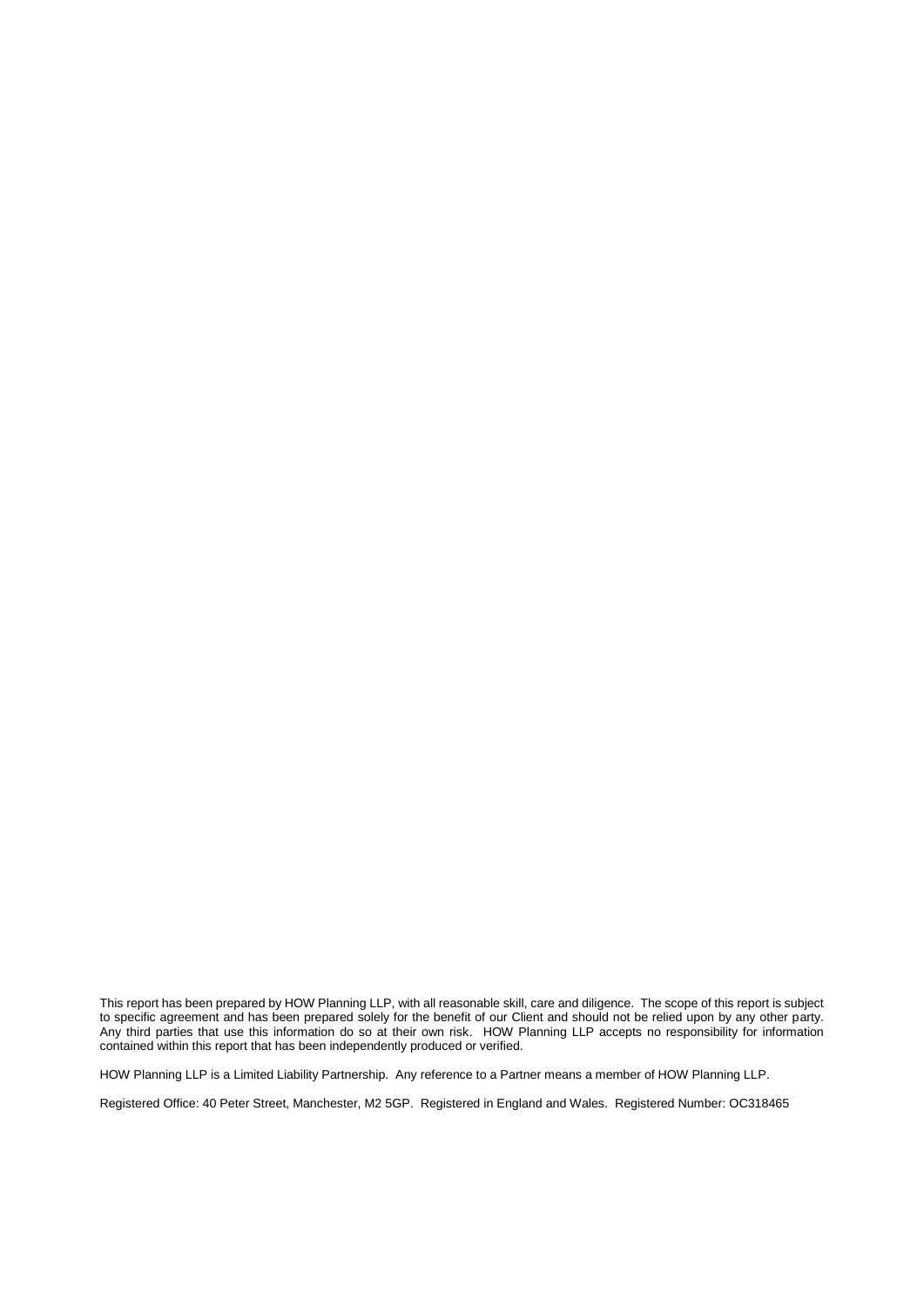This report has been prepared by HOW Planning LLP, with all reasonable skill, care and diligence. The scope of this report is subject to specific agreement and has been prepared solely for the benefit of our Client and should not be relied upon by any other party. Any third parties that use this information do so at their own risk. HOW Planning LLP accepts no responsibility for information contained within this report that has been independently produced or verified.

HOW Planning LLP is a Limited Liability Partnership. Any reference to a Partner means a member of HOW Planning LLP.

Registered Office: 40 Peter Street, Manchester, M2 5GP. Registered in England and Wales. Registered Number: OC318465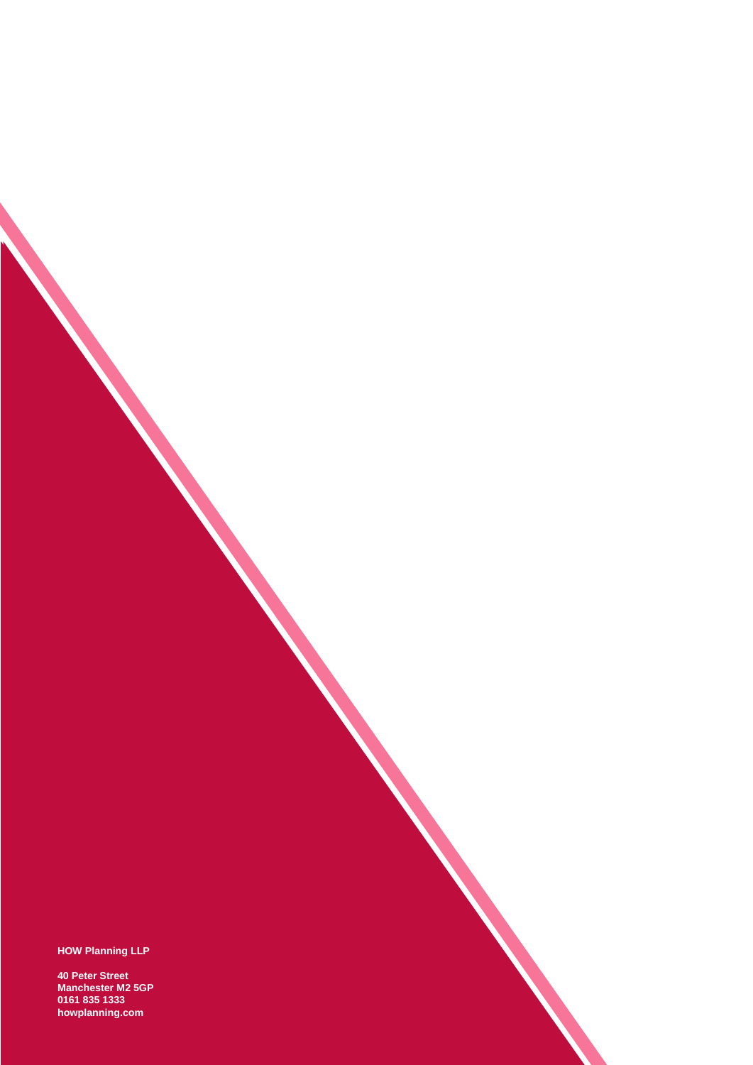**HOW Planning LLP**

**40 Peter Street**
**Manchester M2 5GP**
**0161 835 1333**
**howplanning.com**